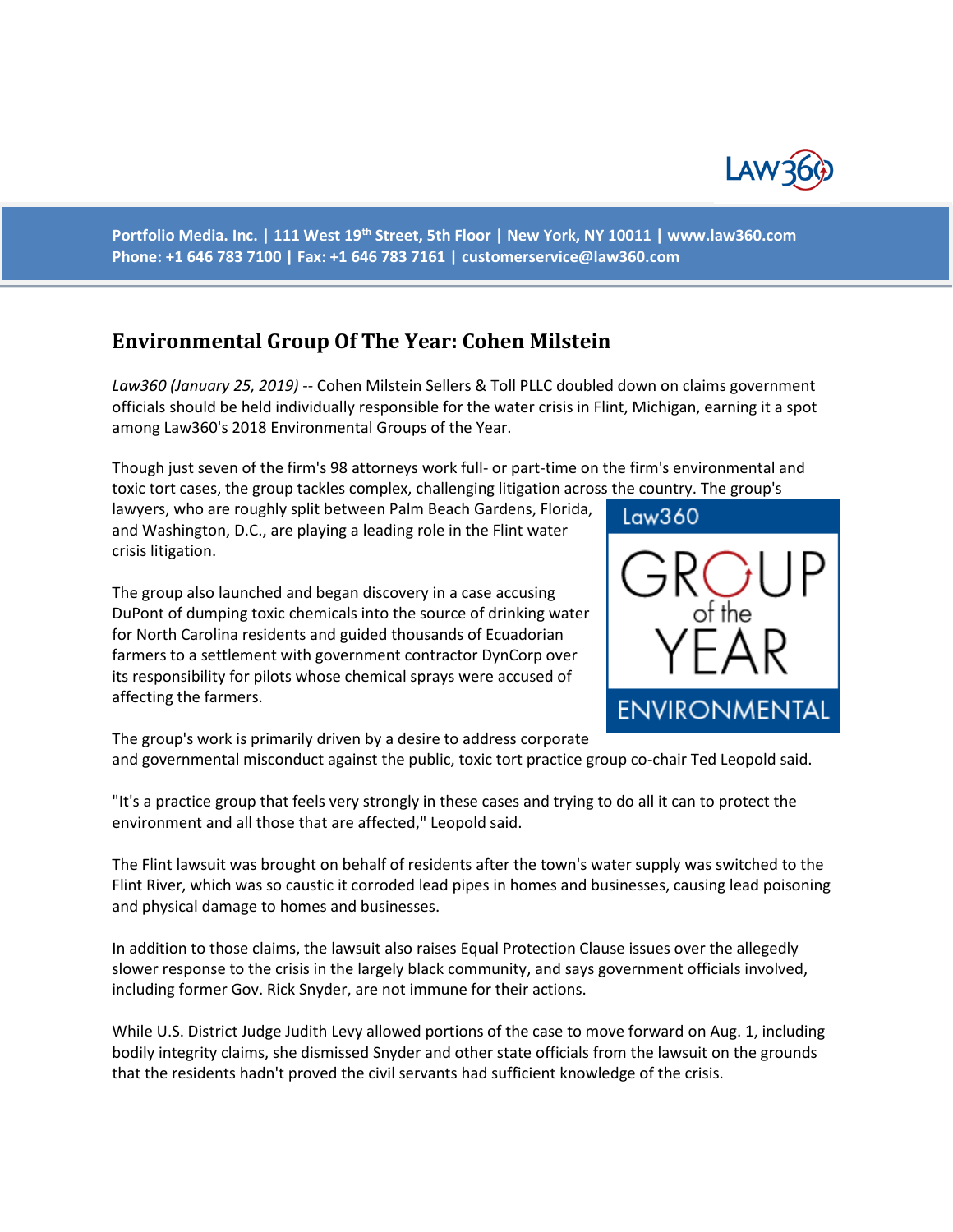Portfolio Media. Inc. | 111 West 19th Street, 5th Floor | New York, NY 10011 | www.law360.com
Phone: +1 646 783 7100 | Fax: +1 646 783 7161 | customerservice@law360.com

## Environmental Group Of The Year: Cohen Milstein

*Law360 (January 25, 2019)* -- Cohen Milstein Sellers & Toll PLLC doubled down on claims government officials should be held individually responsible for the water crisis in Flint, Michigan, earning it a spot among Law360's 2018 Environmental Groups of the Year.

Though just seven of the firm's 98 attorneys work full- or part-time on the firm's environmental and toxic tort cases, the group tackles complex, challenging litigation across the country. The group's lawyers, who are roughly split between Palm Beach Gardens, Florida, and Washington, D.C., are playing a leading role in the Flint water crisis litigation.

The group also launched and began discovery in a case accusing DuPont of dumping toxic chemicals into the source of drinking water for North Carolina residents and guided thousands of Ecuadorian farmers to a settlement with government contractor DynCorp over its responsibility for pilots whose chemical sprays were accused of affecting the farmers.

The group's work is primarily driven by a desire to address corporate and governmental misconduct against the public, toxic tort practice group co-chair Ted Leopold said.

"It's a practice group that feels very strongly in these cases and trying to do all it can to protect the environment and all those that are affected," Leopold said.

The Flint lawsuit was brought on behalf of residents after the town's water supply was switched to the Flint River, which was so caustic it corroded lead pipes in homes and businesses, causing lead poisoning and physical damage to homes and businesses.

In addition to those claims, the lawsuit also raises Equal Protection Clause issues over the allegedly slower response to the crisis in the largely black community, and says government officials involved, including former Gov. Rick Snyder, are not immune for their actions.

While U.S. District Judge Judith Levy allowed portions of the case to move forward on Aug. 1, including bodily integrity claims, she dismissed Snyder and other state officials from the lawsuit on the grounds that the residents hadn't proved the civil servants had sufficient knowledge of the crisis.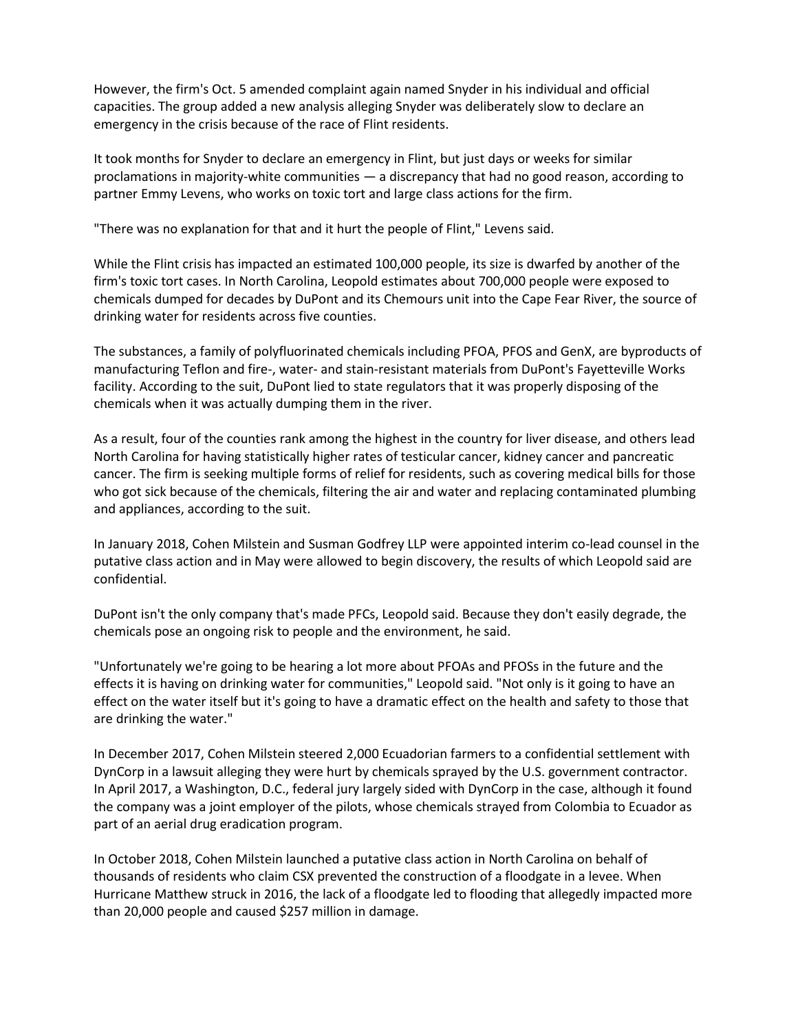However, the firm's Oct. 5 amended complaint again named Snyder in his individual and official capacities. The group added a new analysis alleging Snyder was deliberately slow to declare an emergency in the crisis because of the race of Flint residents.

It took months for Snyder to declare an emergency in Flint, but just days or weeks for similar proclamations in majority-white communities — a discrepancy that had no good reason, according to partner Emmy Levens, who works on toxic tort and large class actions for the firm.

"There was no explanation for that and it hurt the people of Flint," Levens said.

While the Flint crisis has impacted an estimated 100,000 people, its size is dwarfed by another of the firm's toxic tort cases. In North Carolina, Leopold estimates about 700,000 people were exposed to chemicals dumped for decades by DuPont and its Chemours unit into the Cape Fear River, the source of drinking water for residents across five counties.

The substances, a family of polyfluorinated chemicals including PFOA, PFOS and GenX, are byproducts of manufacturing Teflon and fire-, water- and stain-resistant materials from DuPont's Fayetteville Works facility. According to the suit, DuPont lied to state regulators that it was properly disposing of the chemicals when it was actually dumping them in the river.

As a result, four of the counties rank among the highest in the country for liver disease, and others lead North Carolina for having statistically higher rates of testicular cancer, kidney cancer and pancreatic cancer. The firm is seeking multiple forms of relief for residents, such as covering medical bills for those who got sick because of the chemicals, filtering the air and water and replacing contaminated plumbing and appliances, according to the suit.

In January 2018, Cohen Milstein and Susman Godfrey LLP were appointed interim co-lead counsel in the putative class action and in May were allowed to begin discovery, the results of which Leopold said are confidential.

DuPont isn't the only company that's made PFCs, Leopold said. Because they don't easily degrade, the chemicals pose an ongoing risk to people and the environment, he said.

"Unfortunately we're going to be hearing a lot more about PFOAs and PFOSs in the future and the effects it is having on drinking water for communities," Leopold said. "Not only is it going to have an effect on the water itself but it's going to have a dramatic effect on the health and safety to those that are drinking the water."

In December 2017, Cohen Milstein steered 2,000 Ecuadorian farmers to a confidential settlement with DynCorp in a lawsuit alleging they were hurt by chemicals sprayed by the U.S. government contractor. In April 2017, a Washington, D.C., federal jury largely sided with DynCorp in the case, although it found the company was a joint employer of the pilots, whose chemicals strayed from Colombia to Ecuador as part of an aerial drug eradication program.

In October 2018, Cohen Milstein launched a putative class action in North Carolina on behalf of thousands of residents who claim CSX prevented the construction of a floodgate in a levee. When Hurricane Matthew struck in 2016, the lack of a floodgate led to flooding that allegedly impacted more than 20,000 people and caused $257 million in damage.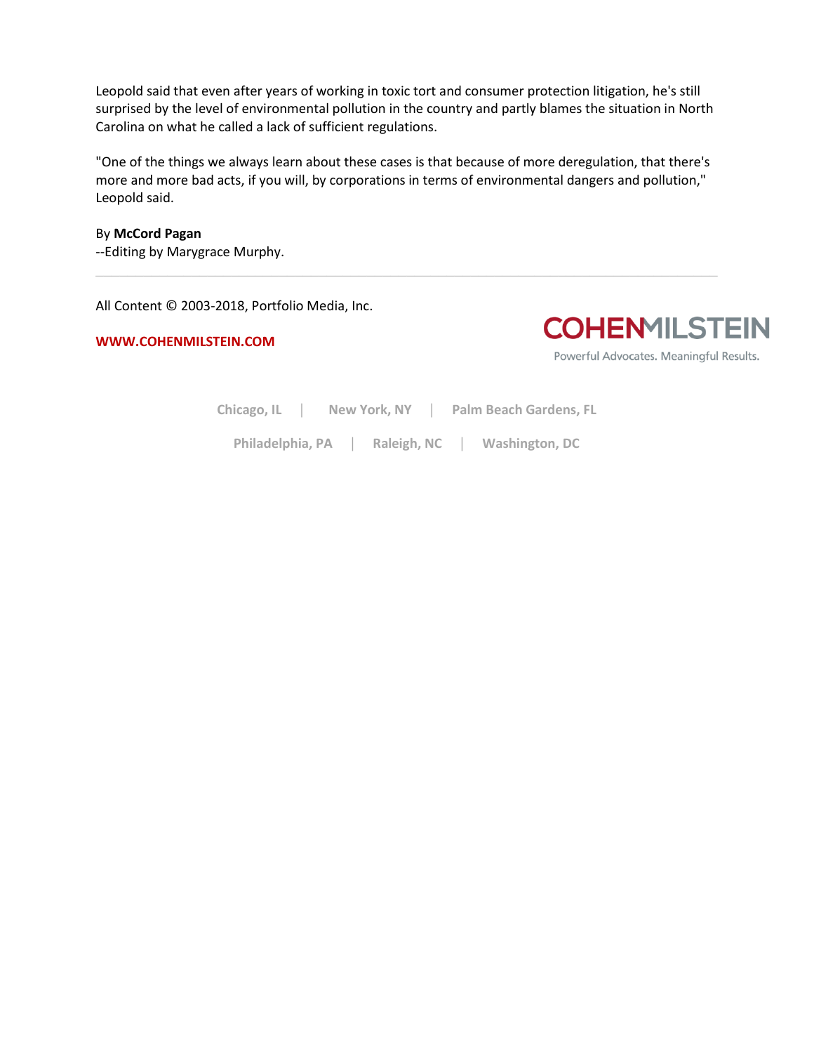Leopold said that even after years of working in toxic tort and consumer protection litigation, he's still surprised by the level of environmental pollution in the country and partly blames the situation in North Carolina on what he called a lack of sufficient regulations.

"One of the things we always learn about these cases is that because of more deregulation, that there's more and more bad acts, if you will, by corporations in terms of environmental dangers and pollution," Leopold said.

By **McCord Pagan**
--Editing by Marygrace Murphy.

---

All Content © 2003-2018, Portfolio Media, Inc.

**WWW.COHENMILSTEIN.COM**

**COHENMILSTEIN**
Powerful Advocates. Meaningful Results.

Chicago, IL | New York, NY | Palm Beach Gardens, FL

Philadelphia, PA | Raleigh, NC | Washington, DC